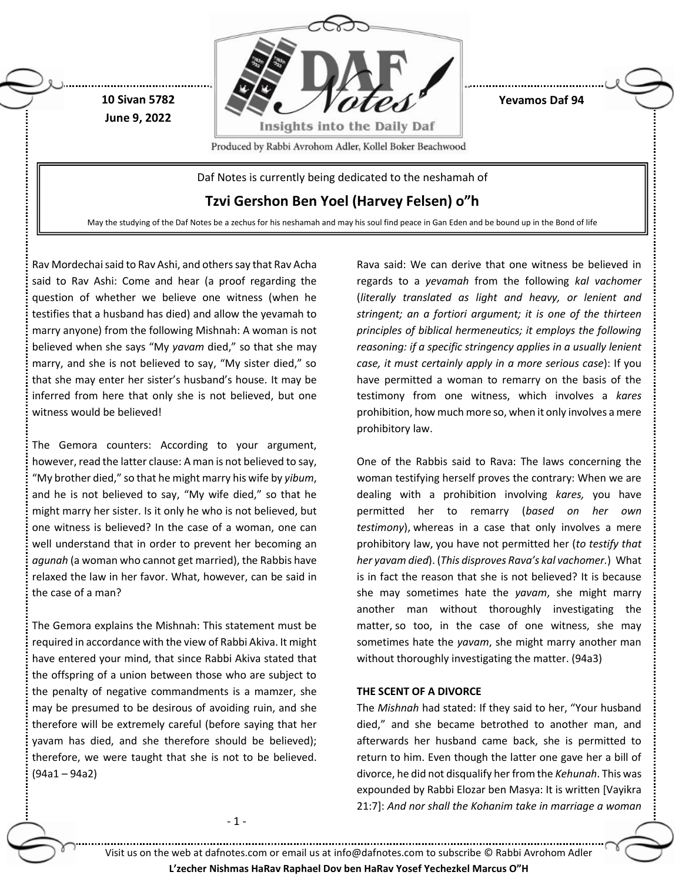10 Sivan 5782
June 9, 2022

Yevamos Daf 94

Daf Notes is currently being dedicated to the neshamah of

## Tzvi Gershon Ben Yoel (Harvey Felsen) o"h

May the studying of the Daf Notes be a zechus for his neshamah and may his soul find peace in Gan Eden and be bound up in the Bond of life

Rav Mordechai said to Rav Ashi, and others say that Rav Acha said to Rav Ashi: Come and hear (a proof regarding the question of whether we believe one witness (when he testifies that a husband has died) and allow the yevamah to marry anyone) from the following Mishnah: A woman is not believed when she says "My *yavam* died," so that she may marry, and she is not believed to say, "My sister died," so that she may enter her sister's husband's house. It may be inferred from here that only she is not believed, but one witness would be believed!

The Gemora counters: According to your argument, however, read the latter clause: A man is not believed to say, "My brother died," so that he might marry his wife by *yibum*, and he is not believed to say, "My wife died," so that he might marry her sister. Is it only he who is not believed, but one witness is believed? In the case of a woman, one can well understand that in order to prevent her becoming an *agunah* (a woman who cannot get married), the Rabbis have relaxed the law in her favor. What, however, can be said in the case of a man?

The Gemora explains the Mishnah: This statement must be required in accordance with the view of Rabbi Akiva. It might have entered your mind, that since Rabbi Akiva stated that the offspring of a union between those who are subject to the penalty of negative commandments is a mamzer, she may be presumed to be desirous of avoiding ruin, and she therefore will be extremely careful (before saying that her yavam has died, and she therefore should be believed); therefore, we were taught that she is not to be believed. (94a1 – 94a2)

Rava said: We can derive that one witness be believed in regards to a *yevamah* from the following *kal vachomer* (*literally translated as light and heavy, or lenient and stringent; an a fortiori argument; it is one of the thirteen principles of biblical hermeneutics; it employs the following reasoning: if a specific stringency applies in a usually lenient case, it must certainly apply in a more serious case*): If you have permitted a woman to remarry on the basis of the testimony from one witness, which involves a *kares* prohibition, how much more so, when it only involves a mere prohibitory law.

One of the Rabbis said to Rava: The laws concerning the woman testifying herself proves the contrary: When we are dealing with a prohibition involving *kares,* you have permitted her to remarry (*based on her own testimony*), whereas in a case that only involves a mere prohibitory law, you have not permitted her (*to testify that her yavam died*). (*This disproves Rava's kal vachomer.*) What is in fact the reason that she is not believed? It is because she may sometimes hate the *yavam*, she might marry another man without thoroughly investigating the matter, so too, in the case of one witness, she may sometimes hate the *yavam*, she might marry another man without thoroughly investigating the matter. (94a3)

### THE SCENT OF A DIVORCE

The *Mishnah* had stated: If they said to her, "Your husband died," and she became betrothed to another man, and afterwards her husband came back, she is permitted to return to him. Even though the latter one gave her a bill of divorce, he did not disqualify her from the *Kehunah*. This was expounded by Rabbi Elozar ben Masya: It is written [Vayikra 21:7]: *And nor shall the Kohanim take in marriage a woman*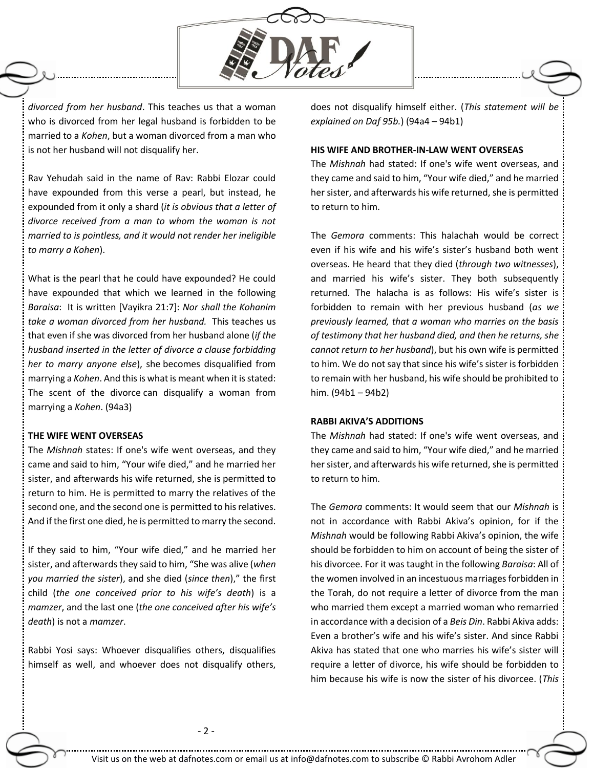*divorced from her husband*. This teaches us that a woman who is divorced from her legal husband is forbidden to be married to a *Kohen*, but a woman divorced from a man who is not her husband will not disqualify her.

Rav Yehudah said in the name of Rav: Rabbi Elozar could have expounded from this verse a pearl, but instead, he expounded from it only a shard (*it is obvious that a letter of divorce received from a man to whom the woman is not married to is pointless, and it would not render her ineligible to marry a Kohen*).

What is the pearl that he could have expounded? He could have expounded that which we learned in the following *Baraisa*: It is written [Vayikra 21:7]: *Nor shall the Kohanim take a woman divorced from her husband.* This teaches us that even if she was divorced from her husband alone (*if the husband inserted in the letter of divorce a clause forbidding her to marry anyone else*), she becomes disqualified from marrying a *Kohen*. And this is what is meant when it is stated: The scent of the divorce can disqualify a woman from marrying a *Kohen*. (94a3)

**THE WIFE WENT OVERSEAS**

The *Mishnah* states: If one's wife went overseas, and they came and said to him, "Your wife died," and he married her sister, and afterwards his wife returned, she is permitted to return to him. He is permitted to marry the relatives of the second one, and the second one is permitted to his relatives. And if the first one died, he is permitted to marry the second.

If they said to him, "Your wife died," and he married her sister, and afterwards they said to him, "She was alive (*when you married the sister*), and she died (*since then*)," the first child (*the one conceived prior to his wife's death*) is a *mamzer*, and the last one (*the one conceived after his wife's death*) is not a *mamzer*.

Rabbi Yosi says: Whoever disqualifies others, disqualifies himself as well, and whoever does not disqualify others, does not disqualify himself either. (*This statement will be explained on Daf 95b.*) (94a4 – 94b1)

**HIS WIFE AND BROTHER-IN-LAW WENT OVERSEAS**

The *Mishnah* had stated: If one's wife went overseas, and they came and said to him, "Your wife died," and he married her sister, and afterwards his wife returned, she is permitted to return to him.

The *Gemora* comments: This halachah would be correct even if his wife and his wife's sister's husband both went overseas. He heard that they died (*through two witnesses*), and married his wife's sister. They both subsequently returned. The halacha is as follows: His wife's sister is forbidden to remain with her previous husband (*as we previously learned, that a woman who marries on the basis of testimony that her husband died, and then he returns, she cannot return to her husband*), but his own wife is permitted to him. We do not say that since his wife's sister is forbidden to remain with her husband, his wife should be prohibited to him. (94b1 – 94b2)

**RABBI AKIVA'S ADDITIONS**

The *Mishnah* had stated: If one's wife went overseas, and they came and said to him, "Your wife died," and he married her sister, and afterwards his wife returned, she is permitted to return to him.

The *Gemora* comments: It would seem that our *Mishnah* is not in accordance with Rabbi Akiva's opinion, for if the *Mishnah* would be following Rabbi Akiva's opinion, the wife should be forbidden to him on account of being the sister of his divorcee. For it was taught in the following *Baraisa*: All of the women involved in an incestuous marriages forbidden in the Torah, do not require a letter of divorce from the man who married them except a married woman who remarried in accordance with a decision of a *Beis Din*. Rabbi Akiva adds: Even a brother's wife and his wife's sister. And since Rabbi Akiva has stated that one who marries his wife's sister will require a letter of divorce, his wife should be forbidden to him because his wife is now the sister of his divorcee. (*This*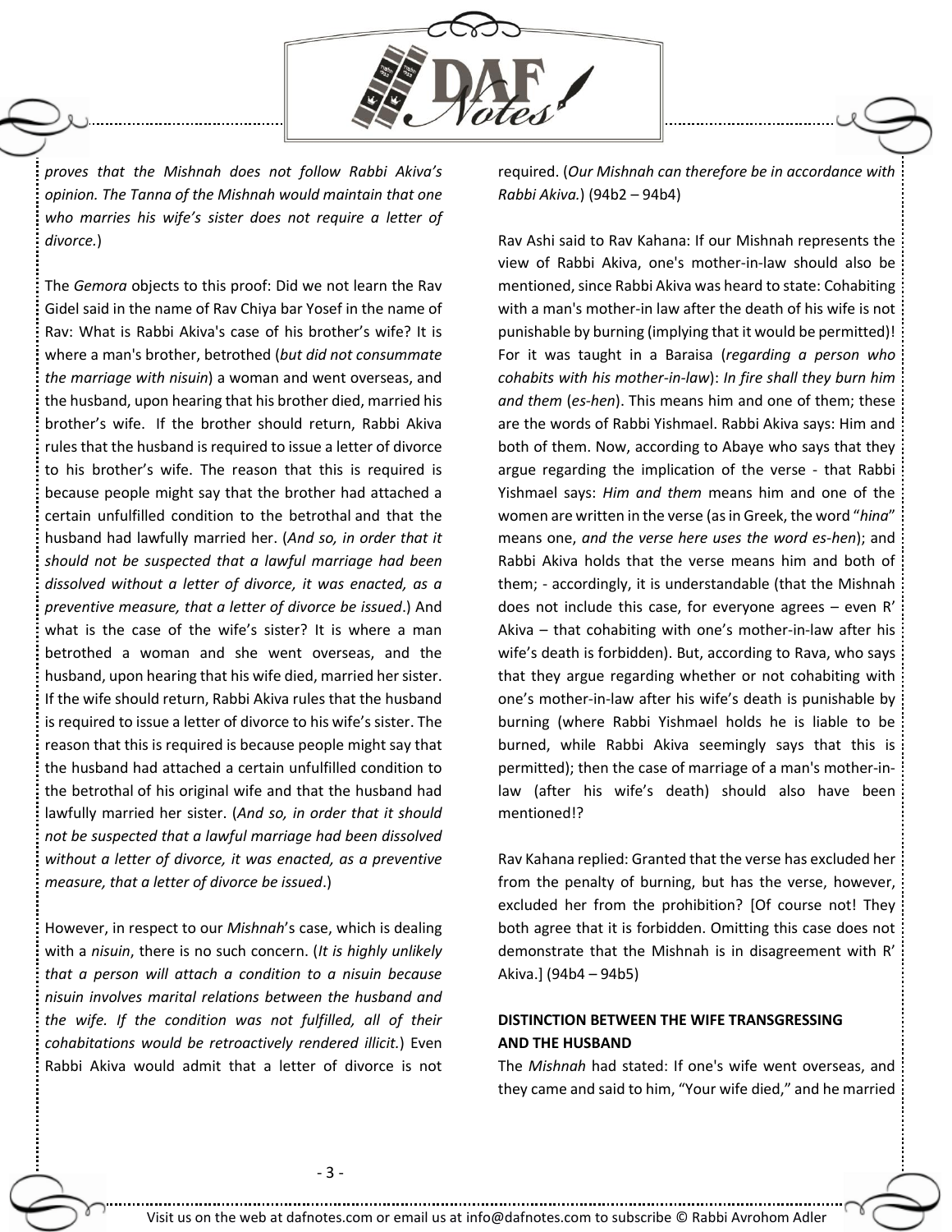*proves that the Mishnah does not follow Rabbi Akiva's opinion. The Tanna of the Mishnah would maintain that one who marries his wife's sister does not require a letter of divorce.*)

The *Gemora* objects to this proof: Did we not learn the Rav Gidel said in the name of Rav Chiya bar Yosef in the name of Rav: What is Rabbi Akiva's case of his brother's wife? It is where a man's brother, betrothed (*but did not consummate the marriage with nisuin*) a woman and went overseas, and the husband, upon hearing that his brother died, married his brother's wife. If the brother should return, Rabbi Akiva rules that the husband is required to issue a letter of divorce to his brother's wife. The reason that this is required is because people might say that the brother had attached a certain unfulfilled condition to the betrothal and that the husband had lawfully married her. (*And so, in order that it should not be suspected that a lawful marriage had been dissolved without a letter of divorce, it was enacted, as a preventive measure, that a letter of divorce be issued*.) And what is the case of the wife's sister? It is where a man betrothed a woman and she went overseas, and the husband, upon hearing that his wife died, married her sister. If the wife should return, Rabbi Akiva rules that the husband is required to issue a letter of divorce to his wife's sister. The reason that this is required is because people might say that the husband had attached a certain unfulfilled condition to the betrothal of his original wife and that the husband had lawfully married her sister. (*And so, in order that it should not be suspected that a lawful marriage had been dissolved without a letter of divorce, it was enacted, as a preventive measure, that a letter of divorce be issued*.)

However, in respect to our *Mishnah*'s case, which is dealing with a *nisuin*, there is no such concern. (*It is highly unlikely that a person will attach a condition to a nisuin because nisuin involves marital relations between the husband and the wife. If the condition was not fulfilled, all of their cohabitations would be retroactively rendered illicit.*) Even Rabbi Akiva would admit that a letter of divorce is not required. (*Our Mishnah can therefore be in accordance with Rabbi Akiva.*) (94b2 – 94b4)

Rav Ashi said to Rav Kahana: If our Mishnah represents the view of Rabbi Akiva, one's mother-in-law should also be mentioned, since Rabbi Akiva was heard to state: Cohabiting with a man's mother-in law after the death of his wife is not punishable by burning (implying that it would be permitted)! For it was taught in a Baraisa (*regarding a person who cohabits with his mother-in-law*): *In fire shall they burn him and them* (*es-hen*). This means him and one of them; these are the words of Rabbi Yishmael. Rabbi Akiva says: Him and both of them. Now, according to Abaye who says that they argue regarding the implication of the verse - that Rabbi Yishmael says: *Him and them* means him and one of the women are written in the verse (as in Greek, the word "*hina*" means one, *and the verse here uses the word es-hen*); and Rabbi Akiva holds that the verse means him and both of them; - accordingly, it is understandable (that the Mishnah does not include this case, for everyone agrees – even R' Akiva – that cohabiting with one's mother-in-law after his wife's death is forbidden). But, according to Rava, who says that they argue regarding whether or not cohabiting with one's mother-in-law after his wife's death is punishable by burning (where Rabbi Yishmael holds he is liable to be burned, while Rabbi Akiva seemingly says that this is permitted); then the case of marriage of a man's mother-in-law (after his wife's death) should also have been mentioned!?

Rav Kahana replied: Granted that the verse has excluded her from the penalty of burning, but has the verse, however, excluded her from the prohibition? [Of course not! They both agree that it is forbidden. Omitting this case does not demonstrate that the Mishnah is in disagreement with R' Akiva.] (94b4 – 94b5)

**DISTINCTION BETWEEN THE WIFE TRANSGRESSING AND THE HUSBAND**

The *Mishnah* had stated: If one's wife went overseas, and they came and said to him, "Your wife died," and he married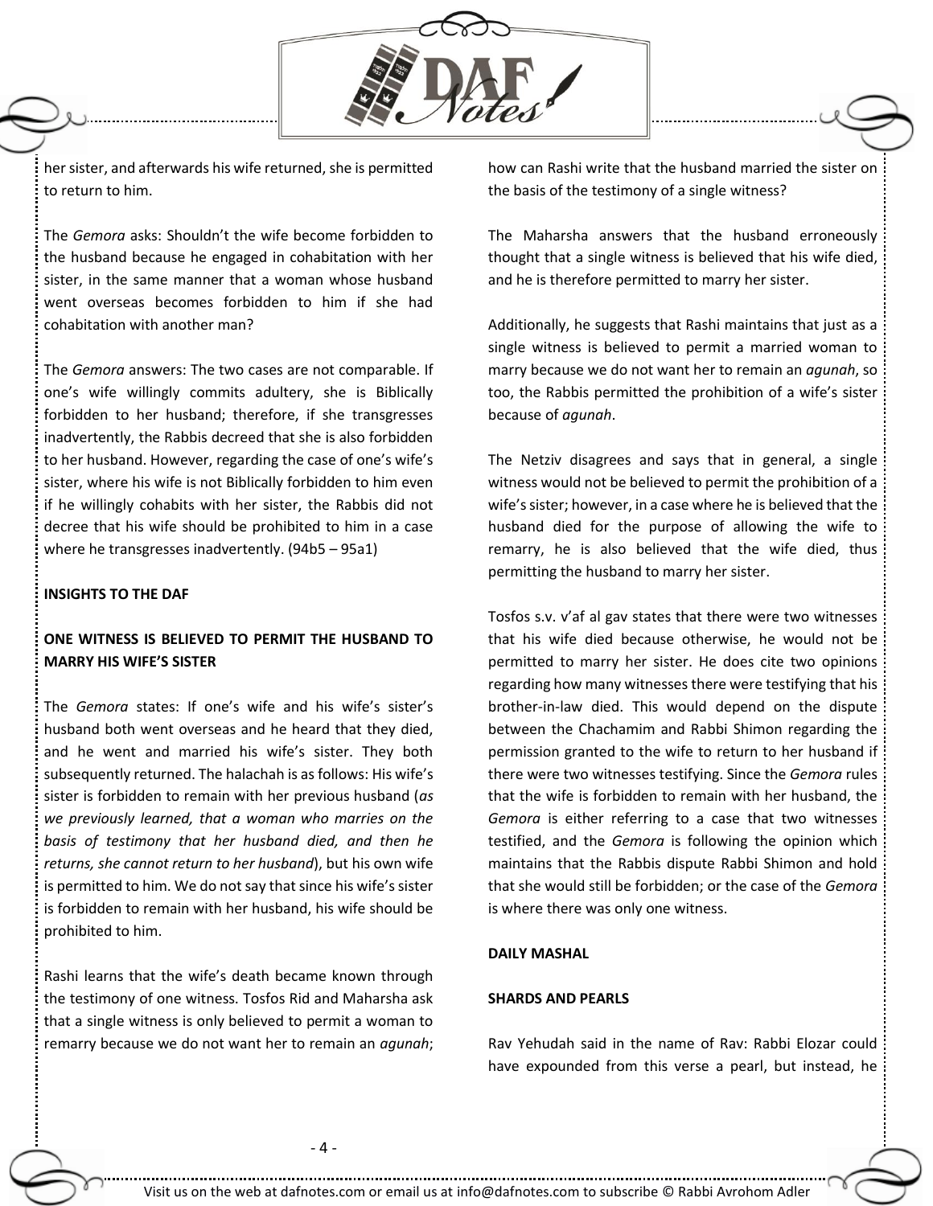her sister, and afterwards his wife returned, she is permitted to return to him.

The *Gemora* asks: Shouldn't the wife become forbidden to the husband because he engaged in cohabitation with her sister, in the same manner that a woman whose husband went overseas becomes forbidden to him if she had cohabitation with another man?

The *Gemora* answers: The two cases are not comparable. If one's wife willingly commits adultery, she is Biblically forbidden to her husband; therefore, if she transgresses inadvertently, the Rabbis decreed that she is also forbidden to her husband. However, regarding the case of one's wife's sister, where his wife is not Biblically forbidden to him even if he willingly cohabits with her sister, the Rabbis did not decree that his wife should be prohibited to him in a case where he transgresses inadvertently. (94b5 – 95a1)

**INSIGHTS TO THE DAF**

**ONE WITNESS IS BELIEVED TO PERMIT THE HUSBAND TO MARRY HIS WIFE'S SISTER**

The *Gemora* states: If one's wife and his wife's sister's husband both went overseas and he heard that they died, and he went and married his wife's sister. They both subsequently returned. The halachah is as follows: His wife's sister is forbidden to remain with her previous husband (*as we previously learned, that a woman who marries on the basis of testimony that her husband died, and then he returns, she cannot return to her husband*), but his own wife is permitted to him. We do not say that since his wife's sister is forbidden to remain with her husband, his wife should be prohibited to him.

Rashi learns that the wife's death became known through the testimony of one witness. Tosfos Rid and Maharsha ask that a single witness is only believed to permit a woman to remarry because we do not want her to remain an *agunah*; how can Rashi write that the husband married the sister on the basis of the testimony of a single witness?

The Maharsha answers that the husband erroneously thought that a single witness is believed that his wife died, and he is therefore permitted to marry her sister.

Additionally, he suggests that Rashi maintains that just as a single witness is believed to permit a married woman to marry because we do not want her to remain an *agunah*, so too, the Rabbis permitted the prohibition of a wife's sister because of *agunah*.

The Netziv disagrees and says that in general, a single witness would not be believed to permit the prohibition of a wife's sister; however, in a case where he is believed that the husband died for the purpose of allowing the wife to remarry, he is also believed that the wife died, thus permitting the husband to marry her sister.

Tosfos s.v. v'af al gav states that there were two witnesses that his wife died because otherwise, he would not be permitted to marry her sister. He does cite two opinions regarding how many witnesses there were testifying that his brother-in-law died. This would depend on the dispute between the Chachamim and Rabbi Shimon regarding the permission granted to the wife to return to her husband if there were two witnesses testifying. Since the *Gemora* rules that the wife is forbidden to remain with her husband, the *Gemora* is either referring to a case that two witnesses testified, and the *Gemora* is following the opinion which maintains that the Rabbis dispute Rabbi Shimon and hold that she would still be forbidden; or the case of the *Gemora* is where there was only one witness.

**DAILY MASHAL**

**SHARDS AND PEARLS**

Rav Yehudah said in the name of Rav: Rabbi Elozar could have expounded from this verse a pearl, but instead, he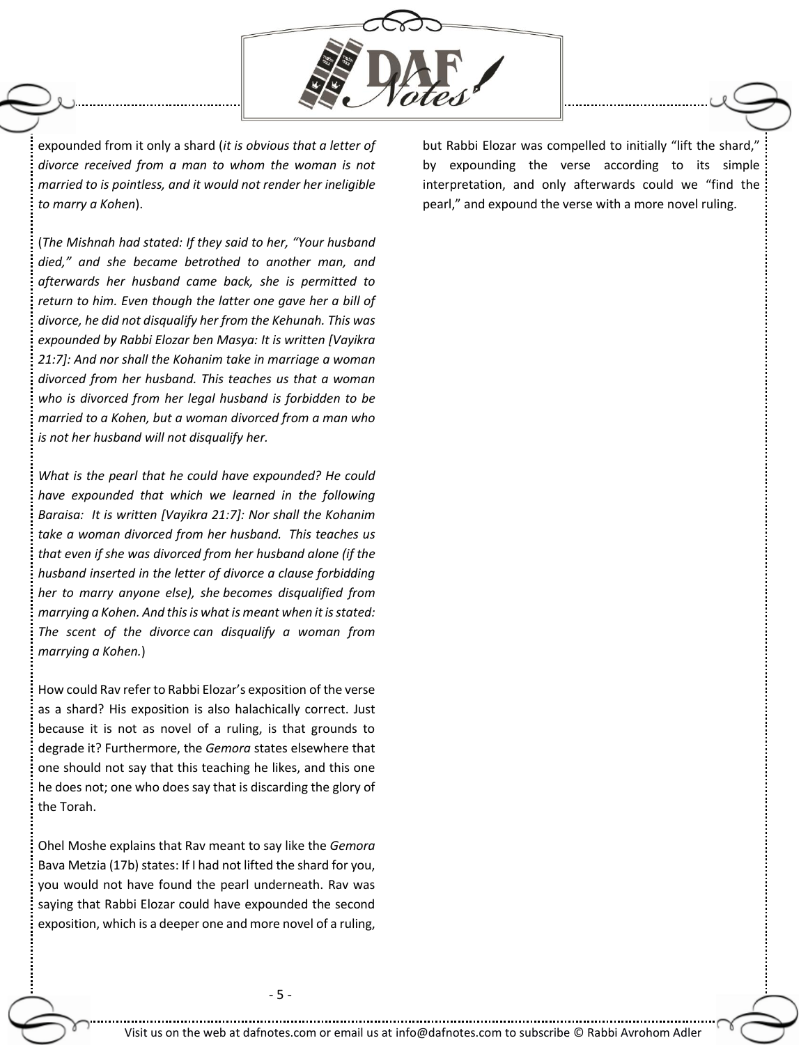expounded from it only a shard (*it is obvious that a letter of divorce received from a man to whom the woman is not married to is pointless, and it would not render her ineligible to marry a Kohen*).

(*The Mishnah had stated: If they said to her, "Your husband died," and she became betrothed to another man, and afterwards her husband came back, she is permitted to return to him. Even though the latter one gave her a bill of divorce, he did not disqualify her from the Kehunah. This was expounded by Rabbi Elozar ben Masya: It is written [Vayikra 21:7]: And nor shall the Kohanim take in marriage a woman divorced from her husband. This teaches us that a woman who is divorced from her legal husband is forbidden to be married to a Kohen, but a woman divorced from a man who is not her husband will not disqualify her.*

*What is the pearl that he could have expounded? He could have expounded that which we learned in the following Baraisa: It is written [Vayikra 21:7]: Nor shall the Kohanim take a woman divorced from her husband. This teaches us that even if she was divorced from her husband alone (if the husband inserted in the letter of divorce a clause forbidding her to marry anyone else), she becomes disqualified from marrying a Kohen. And this is what is meant when it is stated: The scent of the divorce can disqualify a woman from marrying a Kohen.*)

How could Rav refer to Rabbi Elozar's exposition of the verse as a shard? His exposition is also halachically correct. Just because it is not as novel of a ruling, is that grounds to degrade it? Furthermore, the *Gemora* states elsewhere that one should not say that this teaching he likes, and this one he does not; one who does say that is discarding the glory of the Torah.

Ohel Moshe explains that Rav meant to say like the *Gemora* Bava Metzia (17b) states: If I had not lifted the shard for you, you would not have found the pearl underneath. Rav was saying that Rabbi Elozar could have expounded the second exposition, which is a deeper one and more novel of a ruling, but Rabbi Elozar was compelled to initially "lift the shard," by expounding the verse according to its simple interpretation, and only afterwards could we "find the pearl," and expound the verse with a more novel ruling.